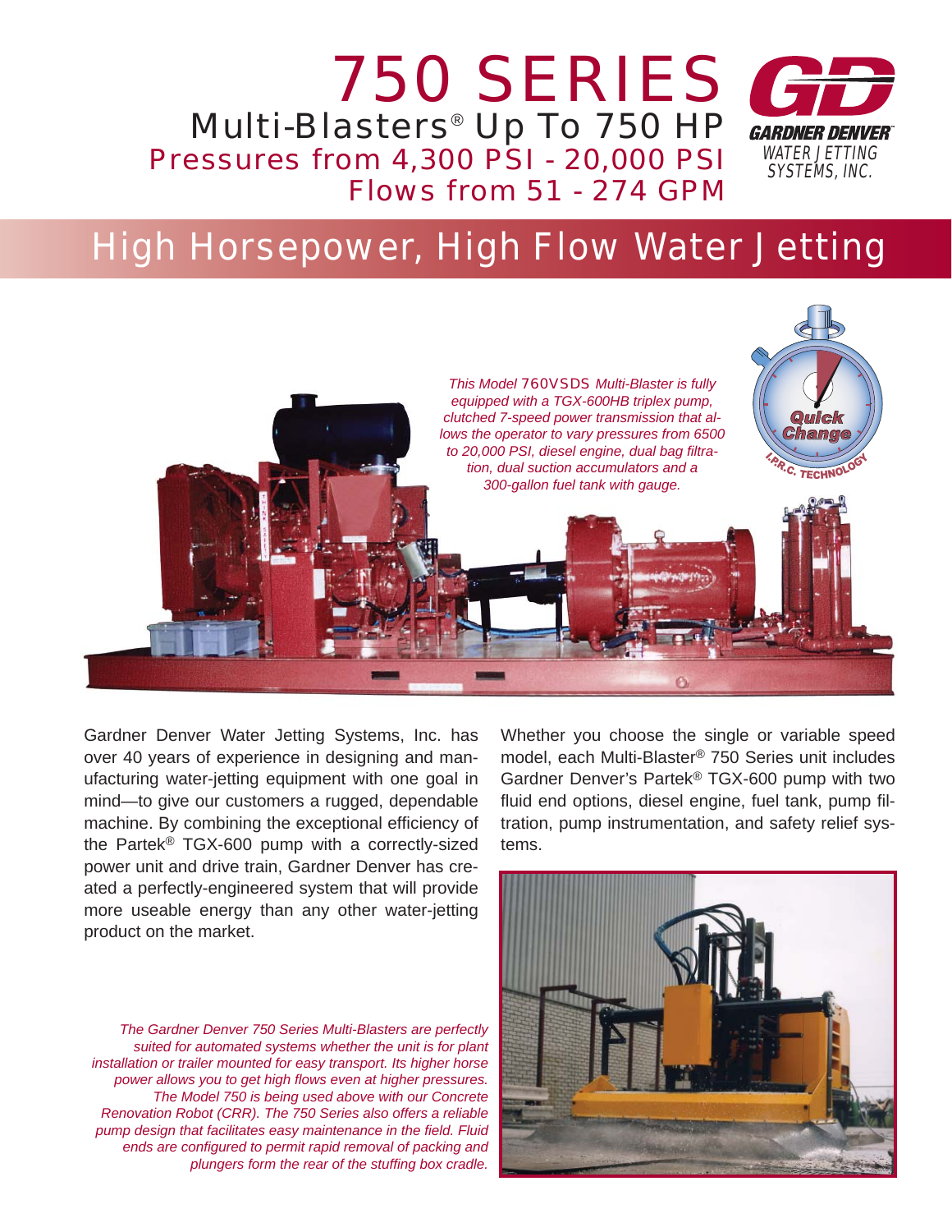# 750 SERIES

## Multi-Blasters® Up To 750 HP

### Pressures from 4,300 PSI - 20,000 PSI

### Flows from 51 - 274 GPM

GARDNER DENVER
WATER JETTING SYSTEMS, INC.

## High Horsepower, High Flow Water Jetting

*This Model 760VSDS Multi-Blaster is fully equipped with a TGX-600HB triplex pump, clutched 7-speed power transmission that allows the operator to vary pressures from 6500 to 20,000 PSI, diesel engine, dual bag filtration, dual suction accumulators and a 300-gallon fuel tank with gauge.*

Quick Change
I.P.R.C. TECHNOLOGY

Gardner Denver Water Jetting Systems, Inc. has over 40 years of experience in designing and manufacturing water-jetting equipment with one goal in mind—to give our customers a rugged, dependable machine. By combining the exceptional efficiency of the Partek® TGX-600 pump with a correctly-sized power unit and drive train, Gardner Denver has created a perfectly-engineered system that will provide more useable energy than any other water-jetting product on the market.

Whether you choose the single or variable speed model, each Multi-Blaster® 750 Series unit includes Gardner Denver's Partek® TGX-600 pump with two fluid end options, diesel engine, fuel tank, pump filtration, pump instrumentation, and safety relief systems.

*The Gardner Denver 750 Series Multi-Blasters are perfectly suited for automated systems whether the unit is for plant installation or trailer mounted for easy transport. Its higher horse power allows you to get high flows even at higher pressures. The Model 750 is being used above with our Concrete Renovation Robot (CRR). The 750 Series also offers a reliable pump design that facilitates easy maintenance in the field. Fluid ends are configured to permit rapid removal of packing and plungers form the rear of the stuffing box cradle.*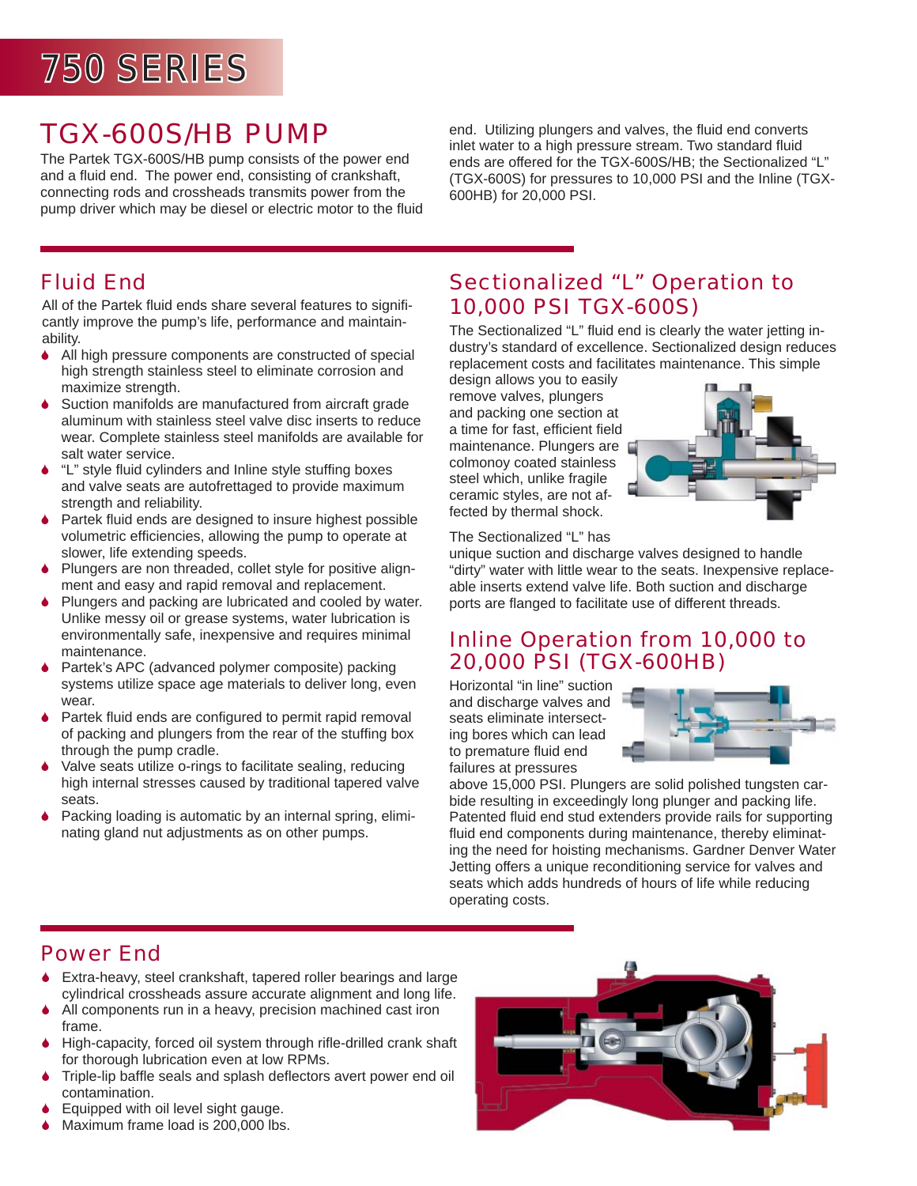# 750 SERIES

## TGX-600S/HB PUMP

The Partek TGX-600S/HB pump consists of the power end and a fluid end. The power end, consisting of crankshaft, connecting rods and crossheads transmits power from the pump driver which may be diesel or electric motor to the fluid end. Utilizing plungers and valves, the fluid end converts inlet water to a high pressure stream. Two standard fluid ends are offered for the TGX-600S/HB; the Sectionalized "L" (TGX-600S) for pressures to 10,000 PSI and the Inline (TGX-600HB) for 20,000 PSI.

## Fluid End

All of the Partek fluid ends share several features to significantly improve the pump's life, performance and maintainability.

- All high pressure components are constructed of special high strength stainless steel to eliminate corrosion and maximize strength.
- Suction manifolds are manufactured from aircraft grade aluminum with stainless steel valve disc inserts to reduce wear. Complete stainless steel manifolds are available for salt water service.
- "L" style fluid cylinders and Inline style stuffing boxes and valve seats are autofrettaged to provide maximum strength and reliability.
- Partek fluid ends are designed to insure highest possible volumetric efficiencies, allowing the pump to operate at slower, life extending speeds.
- Plungers are non threaded, collet style for positive alignment and easy and rapid removal and replacement.
- Plungers and packing are lubricated and cooled by water. Unlike messy oil or grease systems, water lubrication is environmentally safe, inexpensive and requires minimal maintenance.
- Partek's APC (advanced polymer composite) packing systems utilize space age materials to deliver long, even wear.
- Partek fluid ends are configured to permit rapid removal of packing and plungers from the rear of the stuffing box through the pump cradle.
- Valve seats utilize o-rings to facilitate sealing, reducing high internal stresses caused by traditional tapered valve seats.
- Packing loading is automatic by an internal spring, eliminating gland nut adjustments as on other pumps.

## Sectionalized "L" Operation to 10,000 PSI TGX-600S)

The Sectionalized "L" fluid end is clearly the water jetting industry's standard of excellence. Sectionalized design reduces replacement costs and facilitates maintenance. This simple design allows you to easily remove valves, plungers and packing one section at a time for fast, efficient field maintenance. Plungers are colmonoy coated stainless steel which, unlike fragile ceramic styles, are not affected by thermal shock.

The Sectionalized "L" has unique suction and discharge valves designed to handle "dirty" water with little wear to the seats. Inexpensive replaceable inserts extend valve life. Both suction and discharge ports are flanged to facilitate use of different threads.

## Inline Operation from 10,000 to 20,000 PSI (TGX-600HB)

Horizontal "in line" suction and discharge valves and seats eliminate intersecting bores which can lead to premature fluid end failures at pressures above 15,000 PSI. Plungers are solid polished tungsten carbide resulting in exceedingly long plunger and packing life. Patented fluid end stud extenders provide rails for supporting fluid end components during maintenance, thereby eliminating the need for hoisting mechanisms. Gardner Denver Water Jetting offers a unique reconditioning service for valves and seats which adds hundreds of hours of life while reducing operating costs.

## Power End

- Extra-heavy, steel crankshaft, tapered roller bearings and large cylindrical crossheads assure accurate alignment and long life.
- All components run in a heavy, precision machined cast iron frame.
- High-capacity, forced oil system through rifle-drilled crank shaft for thorough lubrication even at low RPMs.
- Triple-lip baffle seals and splash deflectors avert power end oil contamination.
- Equipped with oil level sight gauge.
- Maximum frame load is 200,000 lbs.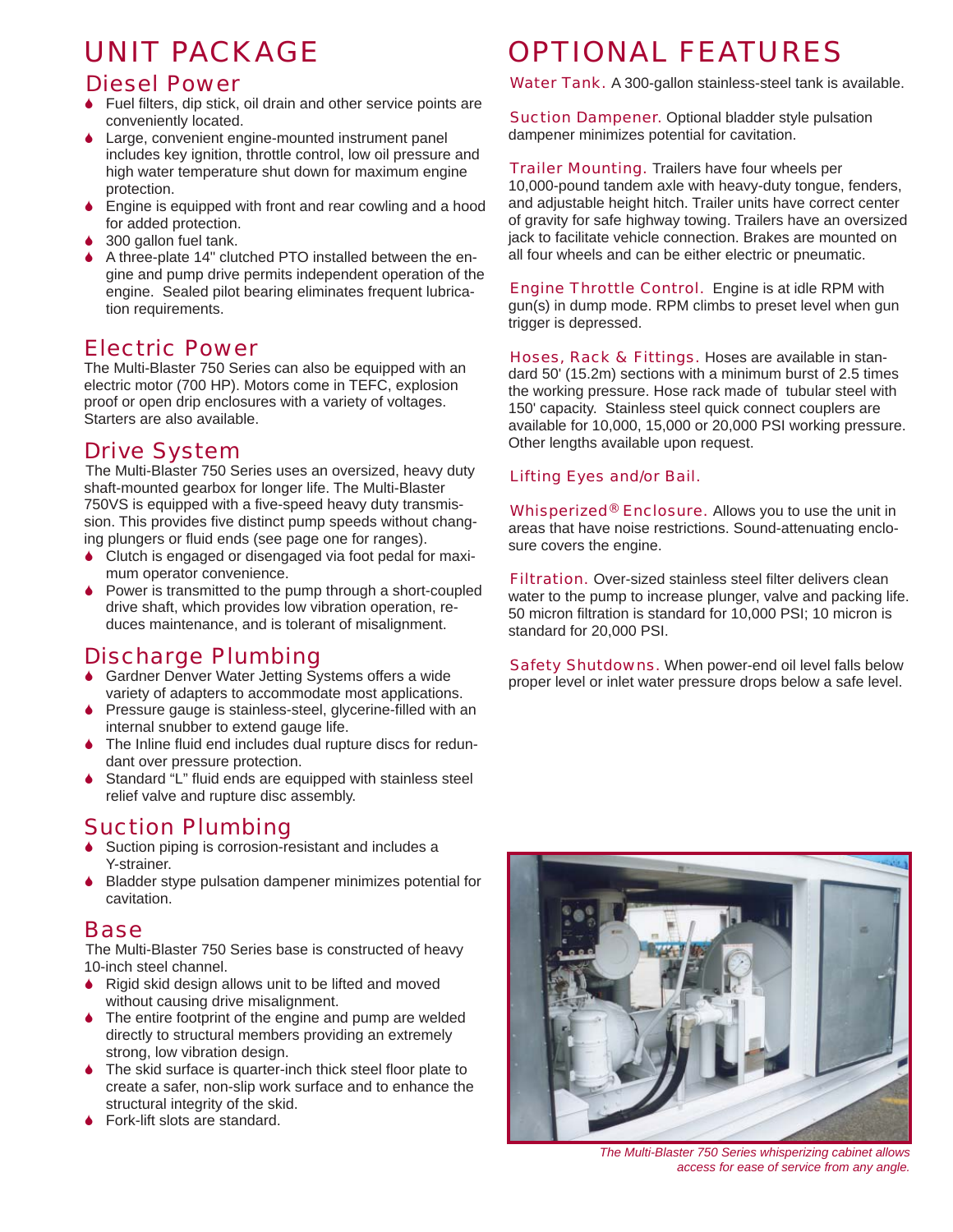# UNIT PACKAGE

## Diesel Power

- Fuel filters, dip stick, oil drain and other service points are conveniently located.
- Large, convenient engine-mounted instrument panel includes key ignition, throttle control, low oil pressure and high water temperature shut down for maximum engine protection.
- Engine is equipped with front and rear cowling and a hood for added protection.
- 300 gallon fuel tank.
- A three-plate 14" clutched PTO installed between the engine and pump drive permits independent operation of the engine. Sealed pilot bearing eliminates frequent lubrication requirements.

## Electric Power

The Multi-Blaster 750 Series can also be equipped with an electric motor (700 HP). Motors come in TEFC, explosion proof or open drip enclosures with a variety of voltages. Starters are also available.

## Drive System

The Multi-Blaster 750 Series uses an oversized, heavy duty shaft-mounted gearbox for longer life. The Multi-Blaster 750VS is equipped with a five-speed heavy duty transmission. This provides five distinct pump speeds without changing plungers or fluid ends (see page one for ranges).

- Clutch is engaged or disengaged via foot pedal for maximum operator convenience.
- Power is transmitted to the pump through a short-coupled drive shaft, which provides low vibration operation, reduces maintenance, and is tolerant of misalignment.

## Discharge Plumbing

- Gardner Denver Water Jetting Systems offers a wide variety of adapters to accommodate most applications.
- Pressure gauge is stainless-steel, glycerine-filled with an internal snubber to extend gauge life.
- The Inline fluid end includes dual rupture discs for redundant over pressure protection.
- Standard "L" fluid ends are equipped with stainless steel relief valve and rupture disc assembly.

## Suction Plumbing

- Suction piping is corrosion-resistant and includes a Y-strainer.
- Bladder stype pulsation dampener minimizes potential for cavitation.

## Base

The Multi-Blaster 750 Series base is constructed of heavy 10-inch steel channel.

- Rigid skid design allows unit to be lifted and moved without causing drive misalignment.
- The entire footprint of the engine and pump are welded directly to structural members providing an extremely strong, low vibration design.
- The skid surface is quarter-inch thick steel floor plate to create a safer, non-slip work surface and to enhance the structural integrity of the skid.
- Fork-lift slots are standard.

# OPTIONAL FEATURES

**Water Tank.** A 300-gallon stainless-steel tank is available.

**Suction Dampener.** Optional bladder style pulsation dampener minimizes potential for cavitation.

**Trailer Mounting.** Trailers have four wheels per 10,000-pound tandem axle with heavy-duty tongue, fenders, and adjustable height hitch. Trailer units have correct center of gravity for safe highway towing. Trailers have an oversized jack to facilitate vehicle connection. Brakes are mounted on all four wheels and can be either electric or pneumatic.

**Engine Throttle Control.** Engine is at idle RPM with gun(s) in dump mode. RPM climbs to preset level when gun trigger is depressed.

**Hoses, Rack & Fittings.** Hoses are available in standard 50' (15.2m) sections with a minimum burst of 2.5 times the working pressure. Hose rack made of tubular steel with 150' capacity. Stainless steel quick connect couplers are available for 10,000, 15,000 or 20,000 PSI working pressure. Other lengths available upon request.

**Lifting Eyes and/or Bail.**

**Whisperized® Enclosure.** Allows you to use the unit in areas that have noise restrictions. Sound-attenuating enclosure covers the engine.

**Filtration.** Over-sized stainless steel filter delivers clean water to the pump to increase plunger, valve and packing life. 50 micron filtration is standard for 10,000 PSI; 10 micron is standard for 20,000 PSI.

**Safety Shutdowns.** When power-end oil level falls below proper level or inlet water pressure drops below a safe level.

*The Multi-Blaster 750 Series whisperizing cabinet allows access for ease of service from any angle.*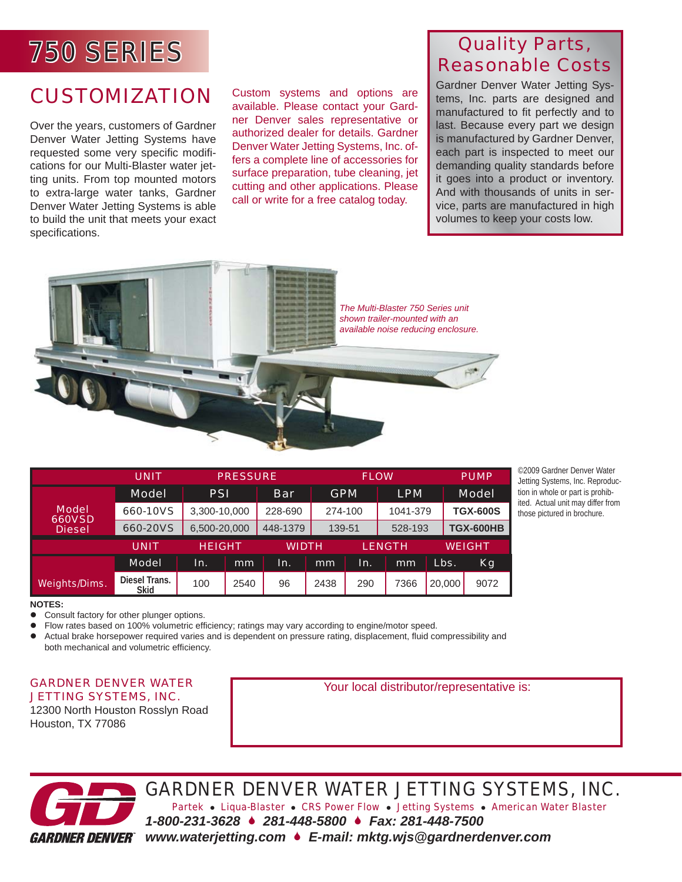# 750 SERIES

## CUSTOMIZATION

Over the years, customers of Gardner Denver Water Jetting Systems have requested some very specific modifications for our Multi-Blaster water jetting units. From top mounted motors to extra-large water tanks, Gardner Denver Water Jetting Systems is able to build the unit that meets your exact specifications.

Custom systems and options are available. Please contact your Gardner Denver sales representative or authorized dealer for details. Gardner Denver Water Jetting Systems, Inc. offers a complete line of accessories for surface preparation, tube cleaning, jet cutting and other applications. Please call or write for a free catalog today.

## Quality Parts, Reasonable Costs

Gardner Denver Water Jetting Systems, Inc. parts are designed and manufactured to fit perfectly and to last. Because every part we design is manufactured by Gardner Denver, each part is inspected to meet our demanding quality standards before it goes into a product or inventory. And with thousands of units in service, parts are manufactured in high volumes to keep your costs low.

*The Multi-Blaster 750 Series unit shown trailer-mounted with an available noise reducing enclosure.*

| | UNIT | PRESSURE | | FLOW | | PUMP |
|---|---|---|---|---|---|---|
| | Model | PSI | Bar | GPM | LPM | Model |
| Model 660VSD Diesel | 660-10VS | 3,300-10,000 | 228-690 | 274-100 | 1041-379 | **TGX-600S** |
| | 660-20VS | 6,500-20,000 | 448-1379 | 139-51 | 528-193 | **TGX-600HB** |

| | UNIT | HEIGHT | | WIDTH | | LENGTH | | WEIGHT | |
|---|---|---|---|---|---|---|---|---|---|
| | Model | In. | mm | In. | mm | In. | mm | Lbs. | Kg |
| Weights/Dims. | **Diesel Trans. Skid** | 100 | 2540 | 96 | 2438 | 290 | 7366 | 20,000 | 9072 |

©2009 Gardner Denver Water Jetting Systems, Inc. Reproduction in whole or part is prohibited. Actual unit may differ from those pictured in brochure.

**NOTES:**

- Consult factory for other plunger options.
- Flow rates based on 100% volumetric efficiency; ratings may vary according to engine/motor speed.
- Actual brake horsepower required varies and is dependent on pressure rating, displacement, fluid compressibility and both mechanical and volumetric efficiency.

GARDNER DENVER WATER JETTING SYSTEMS, INC.
12300 North Houston Rosslyn Road
Houston, TX 77086

Your local distributor/representative is:

GARDNER DENVER WATER JETTING SYSTEMS, INC.
Partek • Liqua-Blaster • CRS Power Flow • Jetting Systems • American Water Blaster
***1-800-231-3628 • 281-448-5800 • Fax: 281-448-7500***
***www.waterjetting.com • E-mail: mktg.wjs@gardnerdenver.com***

GARDNER DENVER